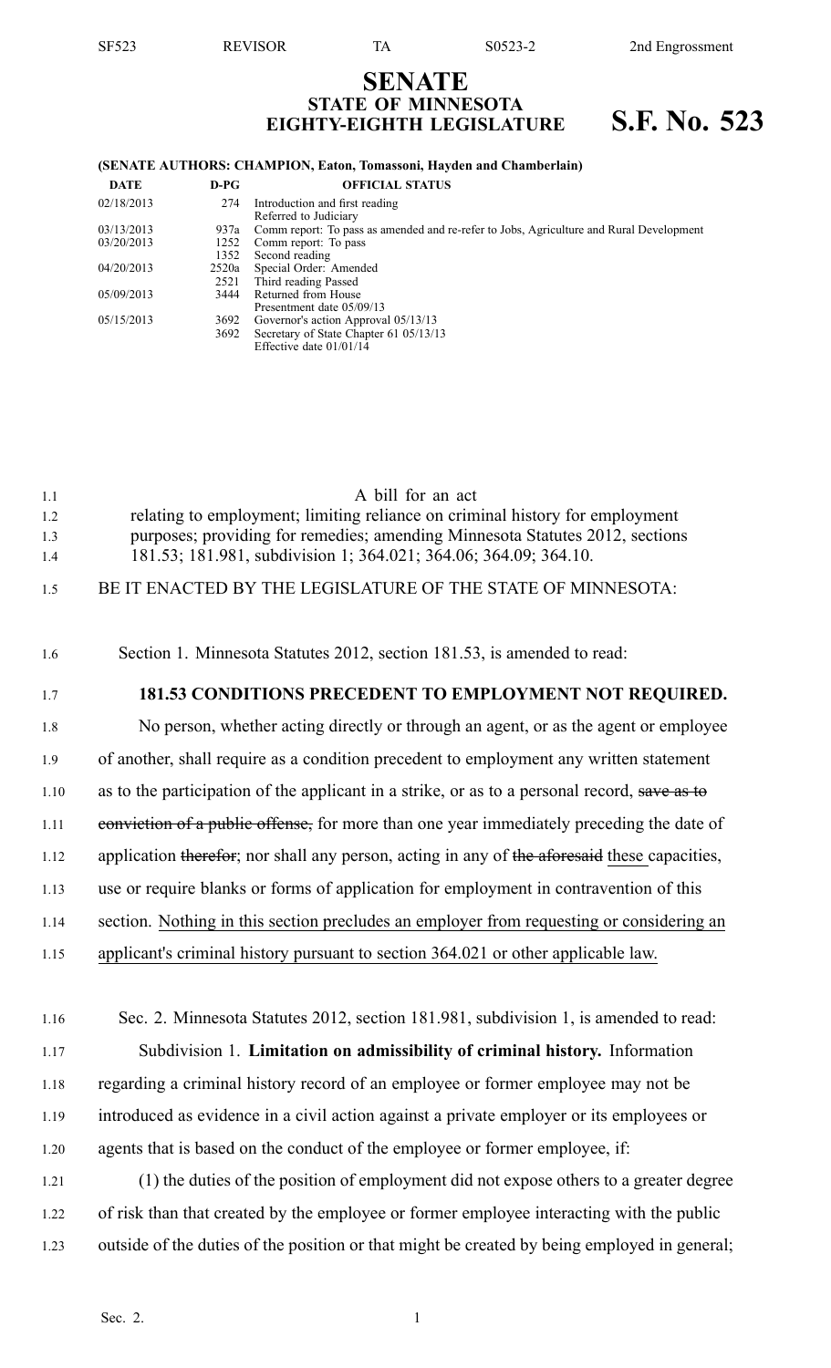# SENATE
## STATE OF MINNESOTA
## EIGHTY-EIGHTH LEGISLATURE — S.F. No. 523

**(SENATE AUTHORS: CHAMPION, Eaton, Tomassoni, Hayden and Chamberlain)**

| DATE | D-PG | OFFICIAL STATUS |
|---|---|---|
| 02/18/2013 | 274 | Introduction and first reading<br>Referred to Judiciary |
| 03/13/2013 | 937a | Comm report: To pass as amended and re-refer to Jobs, Agriculture and Rural Development |
| 03/20/2013 | 1252 | Comm report: To pass |
| | 1352 | Second reading |
| 04/20/2013 | 2520a | Special Order: Amended |
| | 2521 | Third reading Passed |
| 05/09/2013 | 3444 | Returned from House<br>Presentment date 05/09/13 |
| 05/15/2013 | 3692 | Governor's action Approval 05/13/13 |
| | 3692 | Secretary of State Chapter 61 05/13/13<br>Effective date 01/01/14 |

A bill for an act relating to employment; limiting reliance on criminal history for employment purposes; providing for remedies; amending Minnesota Statutes 2012, sections 181.53; 181.981, subdivision 1; 364.021; 364.06; 364.09; 364.10.

BE IT ENACTED BY THE LEGISLATURE OF THE STATE OF MINNESOTA:

Section 1. Minnesota Statutes 2012, section 181.53, is amended to read:

**181.53 CONDITIONS PRECEDENT TO EMPLOYMENT NOT REQUIRED.**

No person, whether acting directly or through an agent, or as the agent or employee of another, shall require as a condition precedent to employment any written statement as to the participation of the applicant in a strike, or as to a personal record, ~~save as to conviction of a public offense,~~ for more than one year immediately preceding the date of application ~~therefor~~; nor shall any person, acting in any of ~~the aforesaid~~ <u>these</u> capacities, use or require blanks or forms of application for employment in contravention of this section. <u>Nothing in this section precludes an employer from requesting or considering an applicant's criminal history pursuant to section 364.021 or other applicable law.</u>

Sec. 2. Minnesota Statutes 2012, section 181.981, subdivision 1, is amended to read:

Subdivision 1. **Limitation on admissibility of criminal history.** Information regarding a criminal history record of an employee or former employee may not be introduced as evidence in a civil action against a private employer or its employees or agents that is based on the conduct of the employee or former employee, if:

(1) the duties of the position of employment did not expose others to a greater degree of risk than that created by the employee or former employee interacting with the public outside of the duties of the position or that might be created by being employed in general;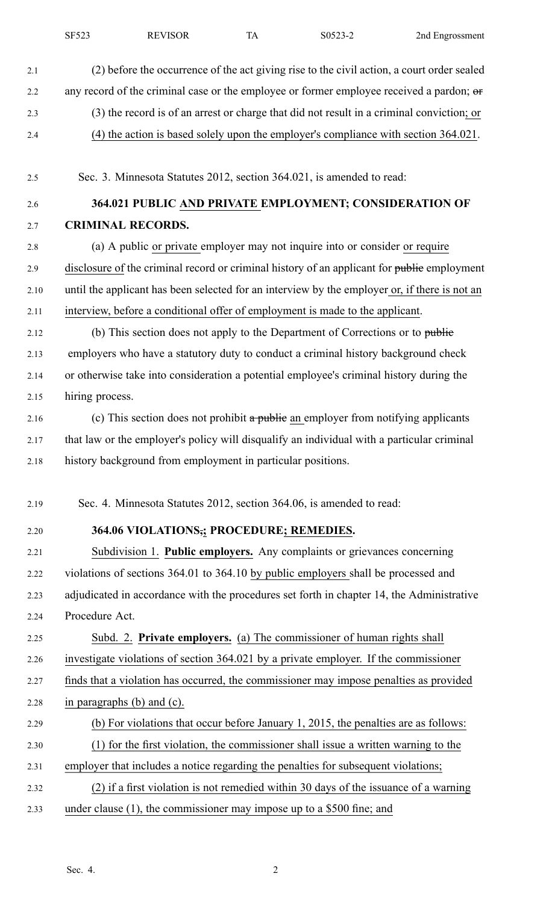(2) before the occurrence of the act giving rise to the civil action, a court order sealed any record of the criminal case or the employee or former employee received a pardon; ~~or~~

(3) the record is of an arrest or charge that did not result in a criminal conviction; or

(4) the action is based solely upon the employer's compliance with section 364.021.

Sec. 3. Minnesota Statutes 2012, section 364.021, is amended to read:

**364.021 PUBLIC AND PRIVATE EMPLOYMENT; CONSIDERATION OF CRIMINAL RECORDS.**

(a) A public or private employer may not inquire into or consider or require disclosure of the criminal record or criminal history of an applicant for ~~public~~ employment until the applicant has been selected for an interview by the employer or, if there is not an interview, before a conditional offer of employment is made to the applicant.

(b) This section does not apply to the Department of Corrections or to ~~public~~ employers who have a statutory duty to conduct a criminal history background check or otherwise take into consideration a potential employee's criminal history during the hiring process.

(c) This section does not prohibit ~~a public~~ an employer from notifying applicants that law or the employer's policy will disqualify an individual with a particular criminal history background from employment in particular positions.

Sec. 4. Minnesota Statutes 2012, section 364.06, is amended to read:

**364.06 VIOLATIONS~~,~~; PROCEDURE; REMEDIES.**

Subdivision 1. **Public employers.** Any complaints or grievances concerning violations of sections 364.01 to 364.10 by public employers shall be processed and adjudicated in accordance with the procedures set forth in chapter 14, the Administrative Procedure Act.

Subd. 2. **Private employers.** (a) The commissioner of human rights shall investigate violations of section 364.021 by a private employer. If the commissioner finds that a violation has occurred, the commissioner may impose penalties as provided in paragraphs (b) and (c).

(b) For violations that occur before January 1, 2015, the penalties are as follows:

(1) for the first violation, the commissioner shall issue a written warning to the employer that includes a notice regarding the penalties for subsequent violations;

(2) if a first violation is not remedied within 30 days of the issuance of a warning under clause (1), the commissioner may impose up to a $500 fine; and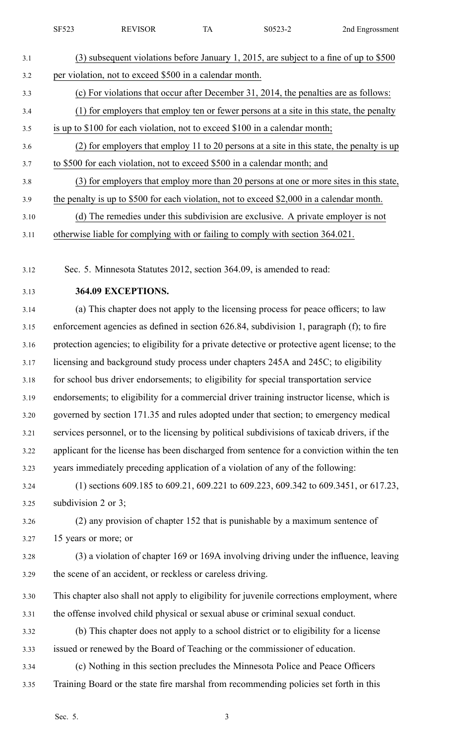(3) subsequent violations before January 1, 2015, are subject to a fine of up to $500 per violation, not to exceed $500 in a calendar month.

(c) For violations that occur after December 31, 2014, the penalties are as follows:

(1) for employers that employ ten or fewer persons at a site in this state, the penalty is up to $100 for each violation, not to exceed $100 in a calendar month;

(2) for employers that employ 11 to 20 persons at a site in this state, the penalty is up to $500 for each violation, not to exceed $500 in a calendar month; and

(3) for employers that employ more than 20 persons at one or more sites in this state, the penalty is up to $500 for each violation, not to exceed $2,000 in a calendar month.

(d) The remedies under this subdivision are exclusive. A private employer is not otherwise liable for complying with or failing to comply with section 364.021.

Sec. 5. Minnesota Statutes 2012, section 364.09, is amended to read:

**364.09 EXCEPTIONS.**

(a) This chapter does not apply to the licensing process for peace officers; to law enforcement agencies as defined in section 626.84, subdivision 1, paragraph (f); to fire protection agencies; to eligibility for a private detective or protective agent license; to the licensing and background study process under chapters 245A and 245C; to eligibility for school bus driver endorsements; to eligibility for special transportation service endorsements; to eligibility for a commercial driver training instructor license, which is governed by section 171.35 and rules adopted under that section; to emergency medical services personnel, or to the licensing by political subdivisions of taxicab drivers, if the applicant for the license has been discharged from sentence for a conviction within the ten years immediately preceding application of a violation of any of the following:

(1) sections 609.185 to 609.21, 609.221 to 609.223, 609.342 to 609.3451, or 617.23, subdivision 2 or 3;

(2) any provision of chapter 152 that is punishable by a maximum sentence of 15 years or more; or

(3) a violation of chapter 169 or 169A involving driving under the influence, leaving the scene of an accident, or reckless or careless driving.

This chapter also shall not apply to eligibility for juvenile corrections employment, where the offense involved child physical or sexual abuse or criminal sexual conduct.

(b) This chapter does not apply to a school district or to eligibility for a license issued or renewed by the Board of Teaching or the commissioner of education.

(c) Nothing in this section precludes the Minnesota Police and Peace Officers Training Board or the state fire marshal from recommending policies set forth in this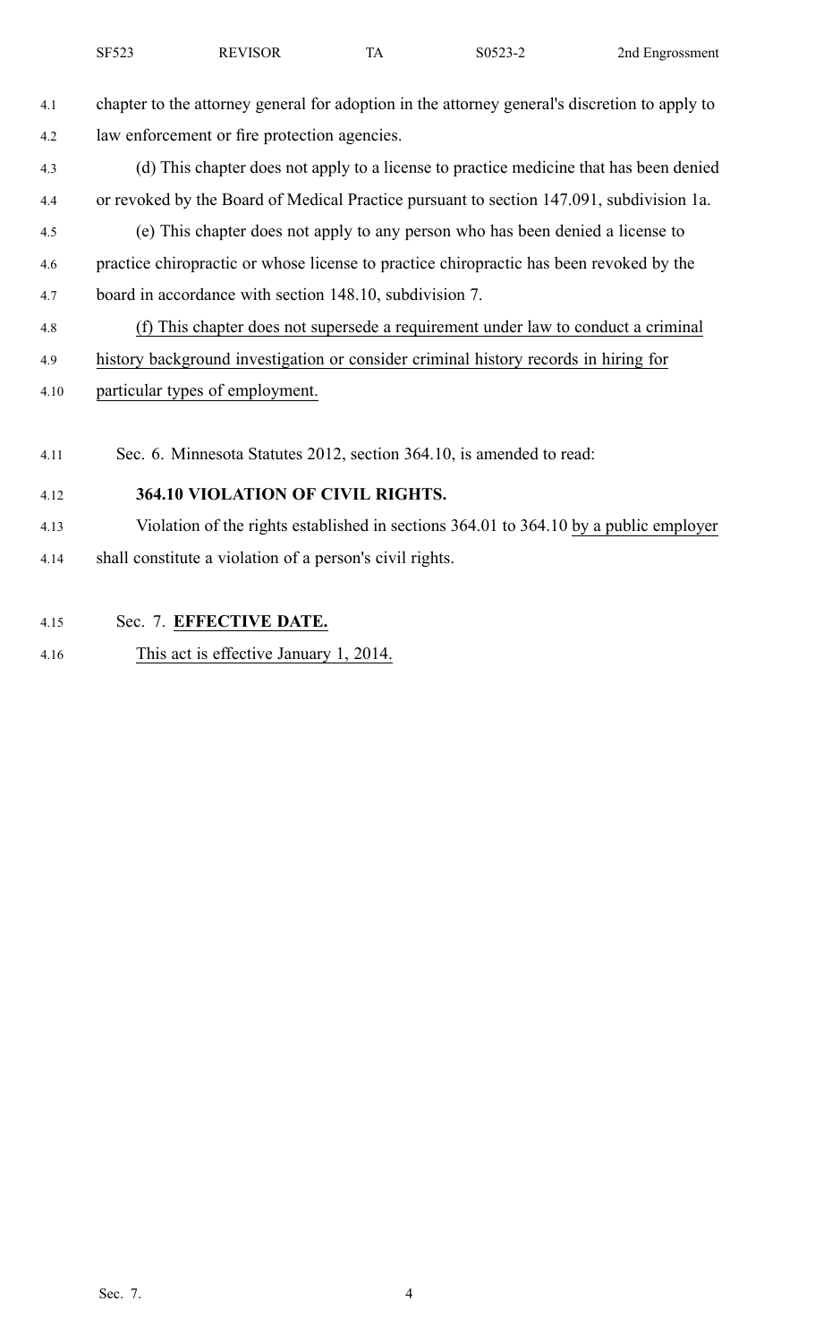chapter to the attorney general for adoption in the attorney general's discretion to apply to law enforcement or fire protection agencies.

(d) This chapter does not apply to a license to practice medicine that has been denied or revoked by the Board of Medical Practice pursuant to section 147.091, subdivision 1a.

(e) This chapter does not apply to any person who has been denied a license to practice chiropractic or whose license to practice chiropractic has been revoked by the board in accordance with section 148.10, subdivision 7.

(f) This chapter does not supersede a requirement under law to conduct a criminal history background investigation or consider criminal history records in hiring for particular types of employment.

Sec. 6. Minnesota Statutes 2012, section 364.10, is amended to read:

**364.10 VIOLATION OF CIVIL RIGHTS.**

Violation of the rights established in sections 364.01 to 364.10 by a public employer shall constitute a violation of a person's civil rights.

Sec. 7. **EFFECTIVE DATE.**

This act is effective January 1, 2014.